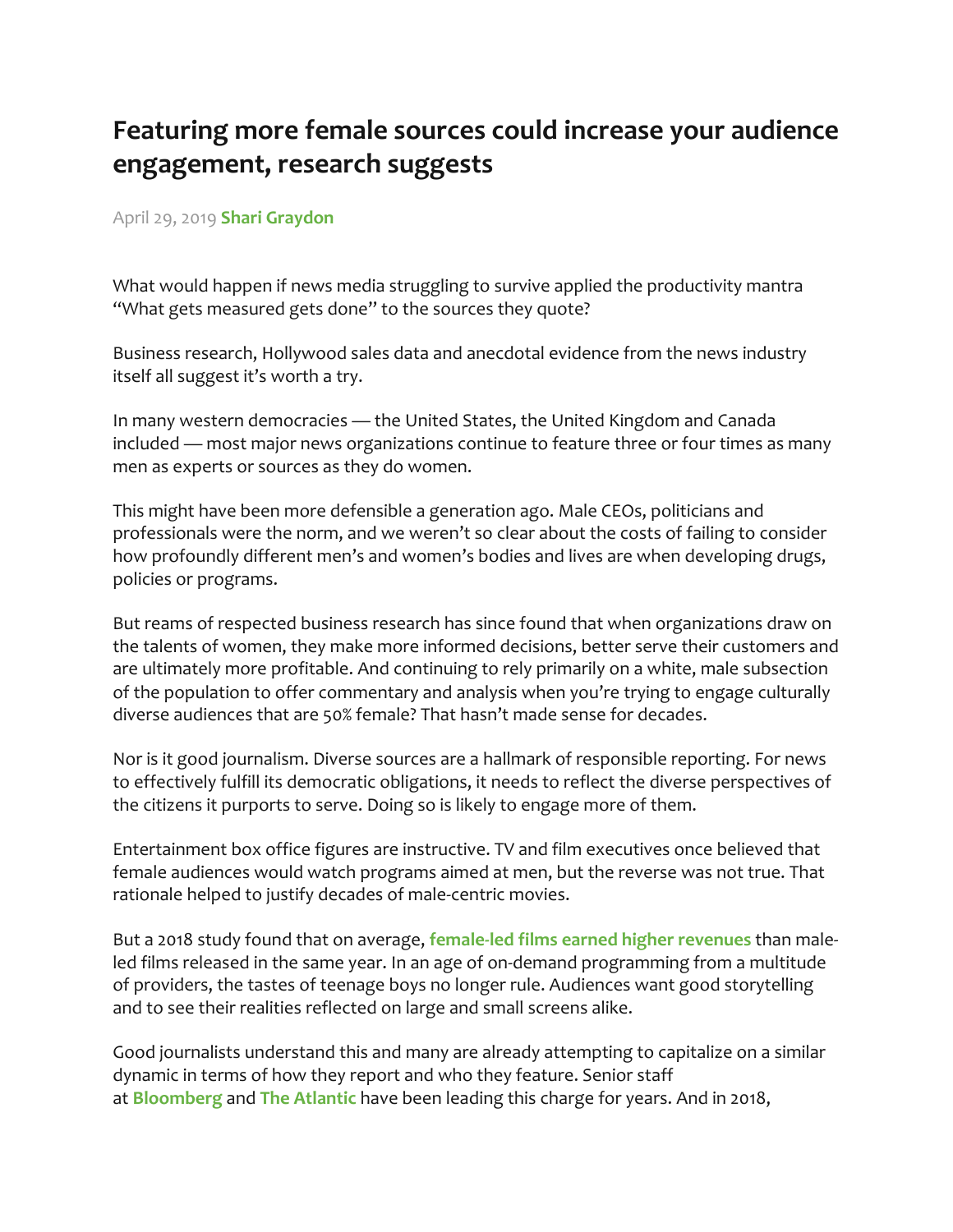# Featuring more female sources could increase your audience engagement, research suggests

April 29, 2019 **Shari Graydon**

What would happen if news media struggling to survive applied the productivity mantra "What gets measured gets done" to the sources they quote?

Business research, Hollywood sales data and anecdotal evidence from the news industry itself all suggest it's worth a try.

In many western democracies — the United States, the United Kingdom and Canada included — most major news organizations continue to feature three or four times as many men as experts or sources as they do women.

This might have been more defensible a generation ago. Male CEOs, politicians and professionals were the norm, and we weren't so clear about the costs of failing to consider how profoundly different men's and women's bodies and lives are when developing drugs, policies or programs.

But reams of respected business research has since found that when organizations draw on the talents of women, they make more informed decisions, better serve their customers and are ultimately more profitable. And continuing to rely primarily on a white, male subsection of the population to offer commentary and analysis when you're trying to engage culturally diverse audiences that are 50% female? That hasn't made sense for decades.

Nor is it good journalism. Diverse sources are a hallmark of responsible reporting. For news to effectively fulfill its democratic obligations, it needs to reflect the diverse perspectives of the citizens it purports to serve. Doing so is likely to engage more of them.

Entertainment box office figures are instructive. TV and film executives once believed that female audiences would watch programs aimed at men, but the reverse was not true. That rationale helped to justify decades of male-centric movies.

But a 2018 study found that on average, **female-led films earned higher revenues** than male-led films released in the same year. In an age of on-demand programming from a multitude of providers, the tastes of teenage boys no longer rule. Audiences want good storytelling and to see their realities reflected on large and small screens alike.

Good journalists understand this and many are already attempting to capitalize on a similar dynamic in terms of how they report and who they feature. Senior staff at **Bloomberg** and **The Atlantic** have been leading this charge for years. And in 2018,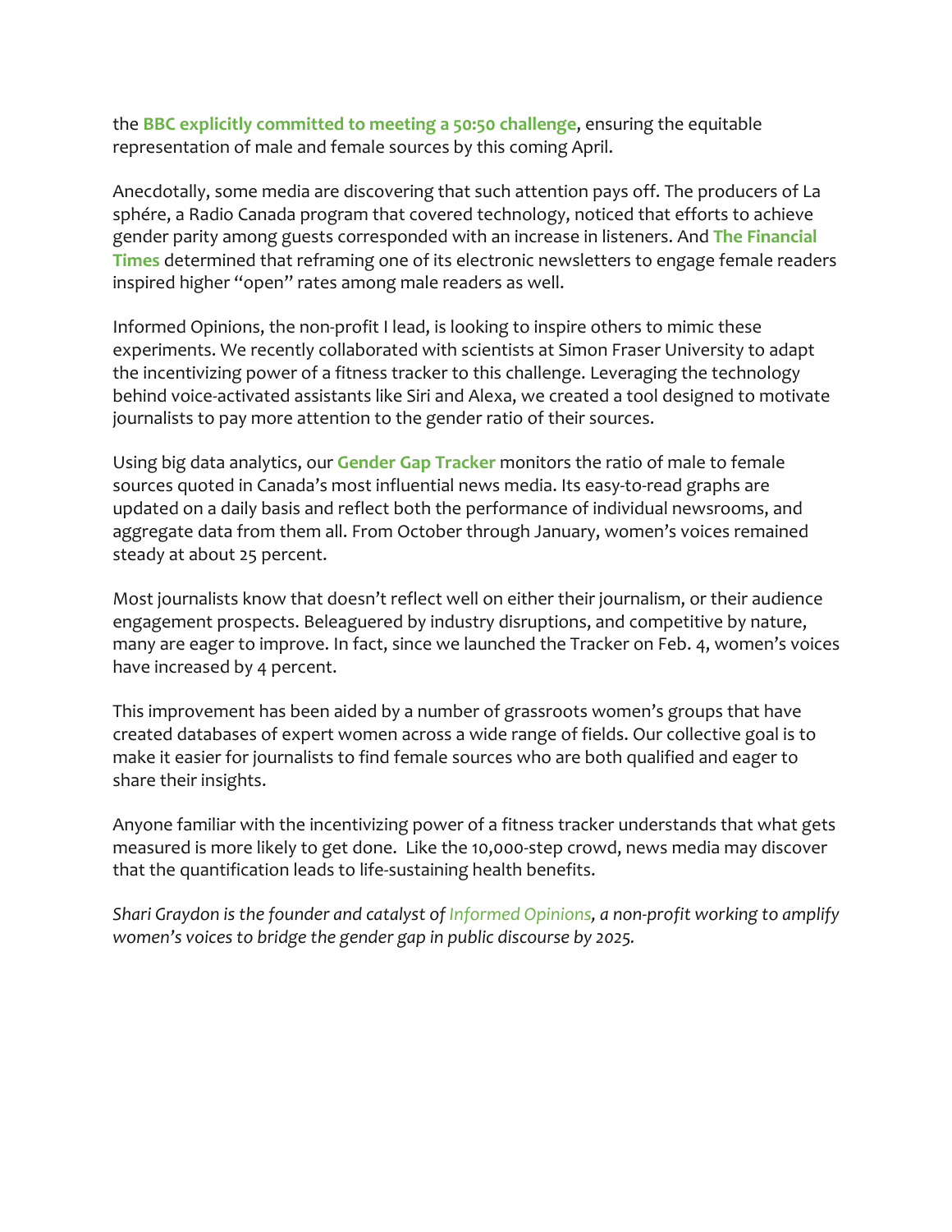the **BBC explicitly committed to meeting a 50:50 challenge**, ensuring the equitable representation of male and female sources by this coming April.

Anecdotally, some media are discovering that such attention pays off. The producers of La sphére, a Radio Canada program that covered technology, noticed that efforts to achieve gender parity among guests corresponded with an increase in listeners. And **The Financial Times** determined that reframing one of its electronic newsletters to engage female readers inspired higher "open" rates among male readers as well.

Informed Opinions, the non-profit I lead, is looking to inspire others to mimic these experiments. We recently collaborated with scientists at Simon Fraser University to adapt the incentivizing power of a fitness tracker to this challenge. Leveraging the technology behind voice-activated assistants like Siri and Alexa, we created a tool designed to motivate journalists to pay more attention to the gender ratio of their sources.

Using big data analytics, our **Gender Gap Tracker** monitors the ratio of male to female sources quoted in Canada's most influential news media. Its easy-to-read graphs are updated on a daily basis and reflect both the performance of individual newsrooms, and aggregate data from them all. From October through January, women's voices remained steady at about 25 percent.

Most journalists know that doesn't reflect well on either their journalism, or their audience engagement prospects. Beleaguered by industry disruptions, and competitive by nature, many are eager to improve. In fact, since we launched the Tracker on Feb. 4, women's voices have increased by 4 percent.

This improvement has been aided by a number of grassroots women's groups that have created databases of expert women across a wide range of fields. Our collective goal is to make it easier for journalists to find female sources who are both qualified and eager to share their insights.

Anyone familiar with the incentivizing power of a fitness tracker understands that what gets measured is more likely to get done. Like the 10,000-step crowd, news media may discover that the quantification leads to life-sustaining health benefits.

*Shari Graydon is the founder and catalyst of Informed Opinions, a non-profit working to amplify women's voices to bridge the gender gap in public discourse by 2025.*